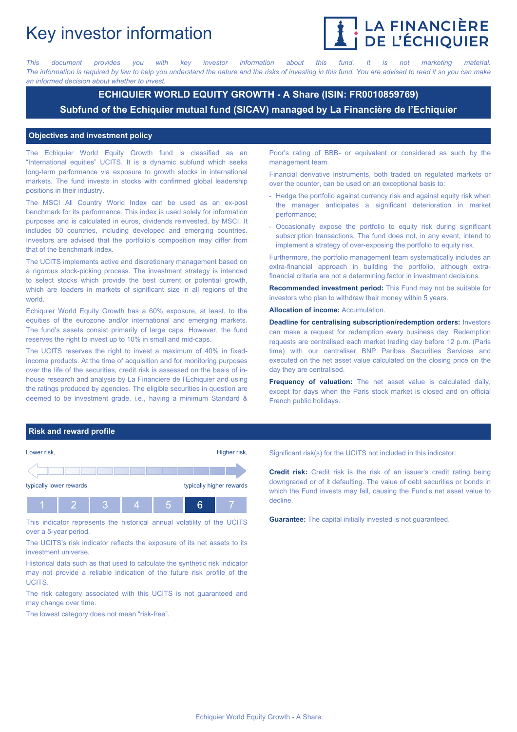# Key investor information

*This document provides you with key investor information about this fund. It is not marketing material. The information is required by law to help you understand the nature and the risks of investing in this fund. You are advised to read it so you can make an informed decision about whether to invest.*

## ECHIQUIER WORLD EQUITY GROWTH - A Share (ISIN: FR0010859769)

## Subfund of the Echiquier mutual fund (SICAV) managed by La Financière de l'Echiquier

## Objectives and investment policy

The Echiquier World Equity Growth fund is classified as an "International equities" UCITS. It is a dynamic subfund which seeks long-term performance via exposure to growth stocks in international markets. The fund invests in stocks with confirmed global leadership positions in their industry.

The MSCI All Country World Index can be used as an ex-post benchmark for its performance. This index is used solely for information purposes and is calculated in euros, dividends reinvested, by MSCI. It includes 50 countries, including developed and emerging countries. Investors are advised that the portfolio's composition may differ from that of the benchmark index.

The UCITS implements active and discretionary management based on a rigorous stock-picking process. The investment strategy is intended to select stocks which provide the best current or potential growth, which are leaders in markets of significant size in all regions of the world.

Echiquier World Equity Growth has a 60% exposure, at least, to the equities of the eurozone and/or international and emerging markets. The fund's assets consist primarily of large caps. However, the fund reserves the right to invest up to 10% in small and mid-caps.

The UCITS reserves the right to invest a maximum of 40% in fixed-income products. At the time of acquisition and for monitoring purposes over the life of the securities, credit risk is assessed on the basis of in-house research and analysis by La Financière de l'Echiquier and using the ratings produced by agencies. The eligible securities in question are deemed to be investment grade, i.e., having a minimum Standard & Poor's rating of BBB- or equivalent or considered as such by the management team.

Financial derivative instruments, both traded on regulated markets or over the counter, can be used on an exceptional basis to:

- Hedge the portfolio against currency risk and against equity risk when the manager anticipates a significant deterioration in market performance;
- Occasionally expose the portfolio to equity risk during significant subscription transactions. The fund does not, in any event, intend to implement a strategy of over-exposing the portfolio to equity risk.

Furthermore, the portfolio management team systematically includes an extra-financial approach in building the portfolio, although extra-financial criteria are not a determining factor in investment decisions.

**Recommended investment period:** This Fund may not be suitable for investors who plan to withdraw their money within 5 years.

**Allocation of income:** Accumulation.

**Deadline for centralising subscription/redemption orders:** Investors can make a request for redemption every business day. Redemption requests are centralised each market trading day before 12 p.m. (Paris time) with our centraliser BNP Paribas Securities Services and executed on the net asset value calculated on the closing price on the day they are centralised.

**Frequency of valuation:** The net asset value is calculated daily, except for days when the Paris stock market is closed and on official French public holidays.

## Risk and reward profile

Lower risk, typically lower rewards — Higher risk, typically higher rewards

| 1 | 2 | 3 | 4 | 5 | **6** | 7 |
|---|---|---|---|---|---|---|

This indicator represents the historical annual volatility of the UCITS over a 5-year period.

The UCITS's risk indicator reflects the exposure of its net assets to its investment universe.

Historical data such as that used to calculate the synthetic risk indicator may not provide a reliable indication of the future risk profile of the UCITS.

The risk category associated with this UCITS is not guaranteed and may change over time.

The lowest category does not mean "risk-free".

Significant risk(s) for the UCITS not included in this indicator:

**Credit risk:** Credit risk is the risk of an issuer's credit rating being downgraded or of it defaulting. The value of debt securities or bonds in which the Fund invests may fall, causing the Fund's net asset value to decline.

**Guarantee:** The capital initially invested is not guaranteed.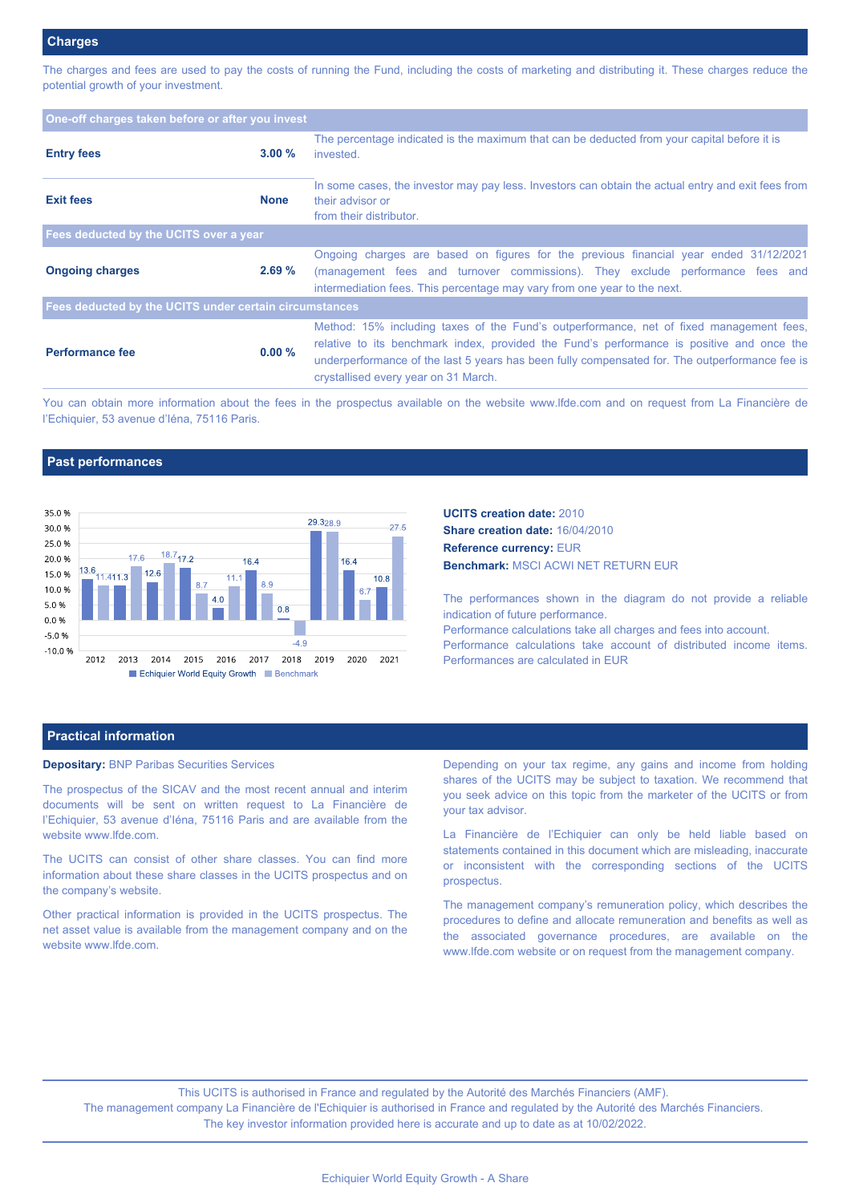## Charges

The charges and fees are used to pay the costs of running the Fund, including the costs of marketing and distributing it. These charges reduce the potential growth of your investment.

| One-off charges taken before or after you invest | | |
|---|---|---|
| **Entry fees** | **3.00 %** | The percentage indicated is the maximum that can be deducted from your capital before it is invested. |
| **Exit fees** | **None** | In some cases, the investor may pay less. Investors can obtain the actual entry and exit fees from their advisor or from their distributor. |
| **Fees deducted by the UCITS over a year** | | |
| **Ongoing charges** | **2.69 %** | Ongoing charges are based on figures for the previous financial year ended 31/12/2021 (management fees and turnover commissions). They exclude performance fees and intermediation fees. This percentage may vary from one year to the next. |
| **Fees deducted by the UCITS under certain circumstances** | | |
| **Performance fee** | **0.00 %** | Method: 15% including taxes of the Fund's outperformance, net of fixed management fees, relative to its benchmark index, provided the Fund's performance is positive and once the underperformance of the last 5 years has been fully compensated for. The outperformance fee is crystallised every year on 31 March. |

You can obtain more information about the fees in the prospectus available on the website www.lfde.com and on request from La Financière de l'Echiquier, 53 avenue d'Iéna, 75116 Paris.

## Past performances

35.0 %
30.0 %
25.0 %
20.0 %
15.0 %
10.0 %
5.0 %
0.0 %
-5.0 %
-10.0 %

13.6 11.4 11.3 17.6 12.6 18.7 17.2 8.7 4.0 11.1 16.4 8.9 0.8 -4.9 29.3 28.9 16.4 6.7 10.8 27.5

2012 2013 2014 2015 2016 2017 2018 2019 2020 2021

Echiquier World Equity Growth
Benchmark

**UCITS creation date:** 2010
**Share creation date:** 16/04/2010
**Reference currency:** EUR
**Benchmark:** MSCI ACWI NET RETURN EUR

The performances shown in the diagram do not provide a reliable indication of future performance.
Performance calculations take all charges and fees into account.
Performance calculations take account of distributed income items.
Performances are calculated in EUR

## Practical information

**Depositary:** BNP Paribas Securities Services

The prospectus of the SICAV and the most recent annual and interim documents will be sent on written request to La Financière de l'Echiquier, 53 avenue d'Iéna, 75116 Paris and are available from the website www.lfde.com.

The UCITS can consist of other share classes. You can find more information about these share classes in the UCITS prospectus and on the company's website.

Other practical information is provided in the UCITS prospectus. The net asset value is available from the management company and on the website www.lfde.com.

Depending on your tax regime, any gains and income from holding shares of the UCITS may be subject to taxation. We recommend that you seek advice on this topic from the marketer of the UCITS or from your tax advisor.

La Financière de l'Echiquier can only be held liable based on statements contained in this document which are misleading, inaccurate or inconsistent with the corresponding sections of the UCITS prospectus.

The management company's remuneration policy, which describes the procedures to define and allocate remuneration and benefits as well as the associated governance procedures, are available on the www.lfde.com website or on request from the management company.

This UCITS is authorised in France and regulated by the Autorité des Marchés Financiers (AMF).
The management company La Financière de l'Echiquier is authorised in France and regulated by the Autorité des Marchés Financiers.
The key investor information provided here is accurate and up to date as at 10/02/2022.